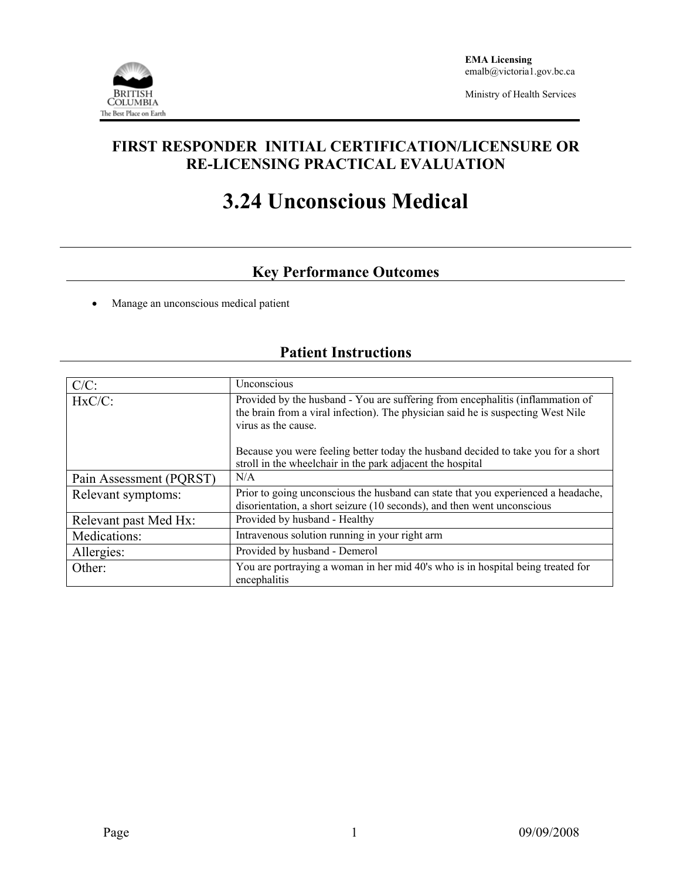EMA Licensing
emalb@victoria1.gov.bc.ca

Ministry of Health Services

# FIRST RESPONDER INITIAL CERTIFICATION/LICENSURE OR RE-LICENSING PRACTICAL EVALUATION

# 3.24 Unconscious Medical

## Key Performance Outcomes

- Manage an unconscious medical patient

## Patient Instructions

| | |
|---|---|
| C/C: | Unconscious |
| HxC/C: | Provided by the husband - You are suffering from encephalitis (inflammation of the brain from a viral infection). The physician said he is suspecting West Nile virus as the cause.<br><br>Because you were feeling better today the husband decided to take you for a short stroll in the wheelchair in the park adjacent the hospital |
| Pain Assessment (PQRST) | N/A |
| Relevant symptoms: | Prior to going unconscious the husband can state that you experienced a headache, disorientation, a short seizure (10 seconds), and then went unconscious |
| Relevant past Med Hx: | Provided by husband - Healthy |
| Medications: | Intravenous solution running in your right arm |
| Allergies: | Provided by husband - Demerol |
| Other: | You are portraying a woman in her mid 40's who is in hospital being treated for encephalitis |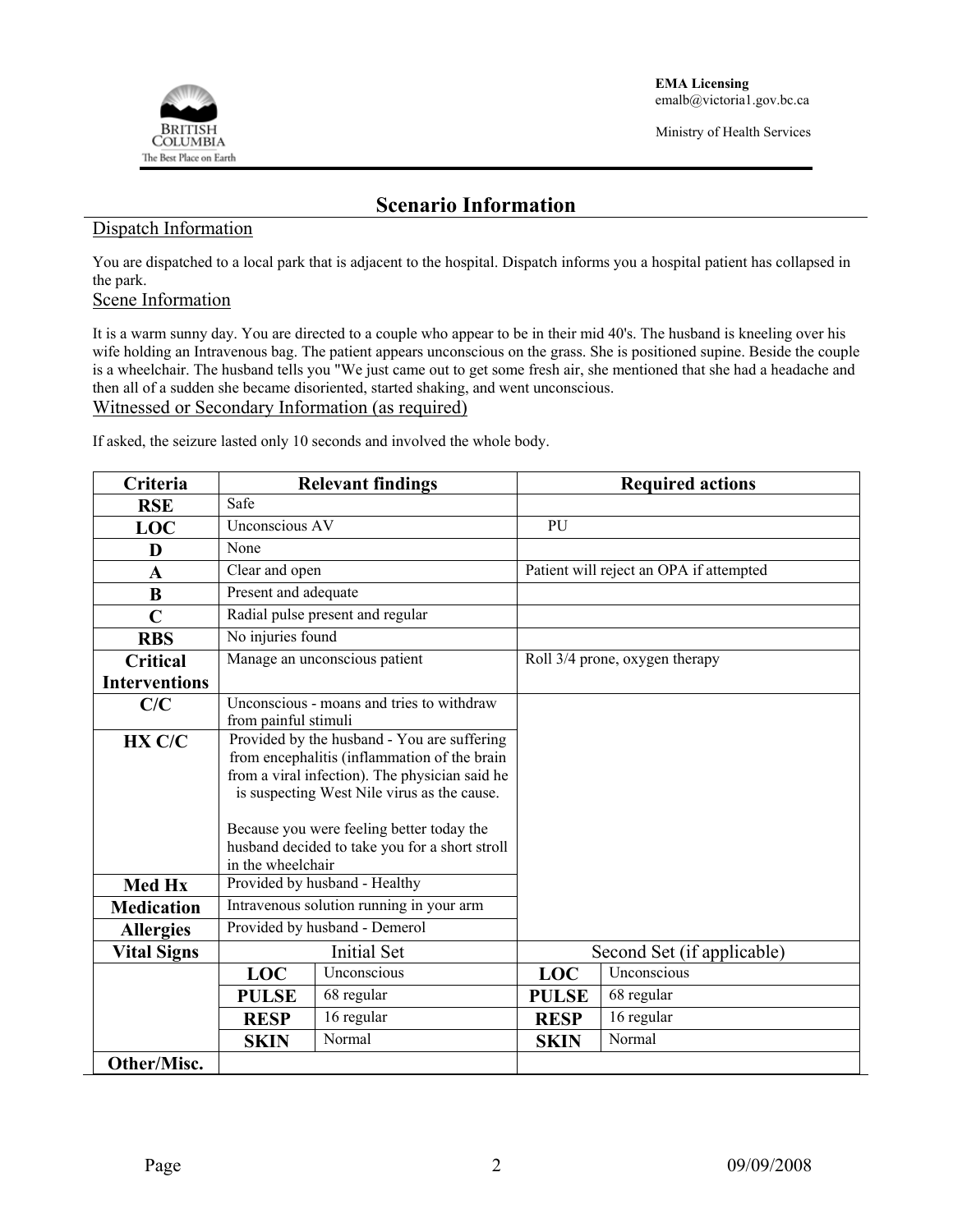EMA Licensing
emalb@victoria1.gov.bc.ca

Ministry of Health Services

# Scenario Information

## Dispatch Information

You are dispatched to a local park that is adjacent to the hospital. Dispatch informs you a hospital patient has collapsed in the park.

## Scene Information

It is a warm sunny day. You are directed to a couple who appear to be in their mid 40's. The husband is kneeling over his wife holding an Intravenous bag. The patient appears unconscious on the grass. She is positioned supine. Beside the couple is a wheelchair. The husband tells you "We just came out to get some fresh air, she mentioned that she had a headache and then all of a sudden she became disoriented, started shaking, and went unconscious.

## Witnessed or Secondary Information (as required)

If asked, the seizure lasted only 10 seconds and involved the whole body.

| Criteria | Relevant findings | | Required actions | |
|---|---|---|---|---|
| **RSE** | Safe | | | |
| **LOC** | Unconscious AV | | PU | |
| **D** | None | | | |
| **A** | Clear and open | | Patient will reject an OPA if attempted | |
| **B** | Present and adequate | | | |
| **C** | Radial pulse present and regular | | | |
| **RBS** | No injuries found | | | |
| **Critical Interventions** | Manage an unconscious patient | | Roll 3/4 prone, oxygen therapy | |
| **C/C** | Unconscious - moans and tries to withdraw from painful stimuli | | | |
| **HX C/C** | Provided by the husband - You are suffering from encephalitis (inflammation of the brain from a viral infection). The physician said he is suspecting West Nile virus as the cause.<br><br>Because you were feeling better today the husband decided to take you for a short stroll in the wheelchair | | | |
| **Med Hx** | Provided by husband - Healthy | | | |
| **Medication** | Intravenous solution running in your arm | | | |
| **Allergies** | Provided by husband - Demerol | | | |
| **Vital Signs** | Initial Set | | Second Set (if applicable) | |
| | **LOC** | Unconscious | **LOC** | Unconscious |
| | **PULSE** | 68 regular | **PULSE** | 68 regular |
| | **RESP** | 16 regular | **RESP** | 16 regular |
| | **SKIN** | Normal | **SKIN** | Normal |
| **Other/Misc.** | | | | |